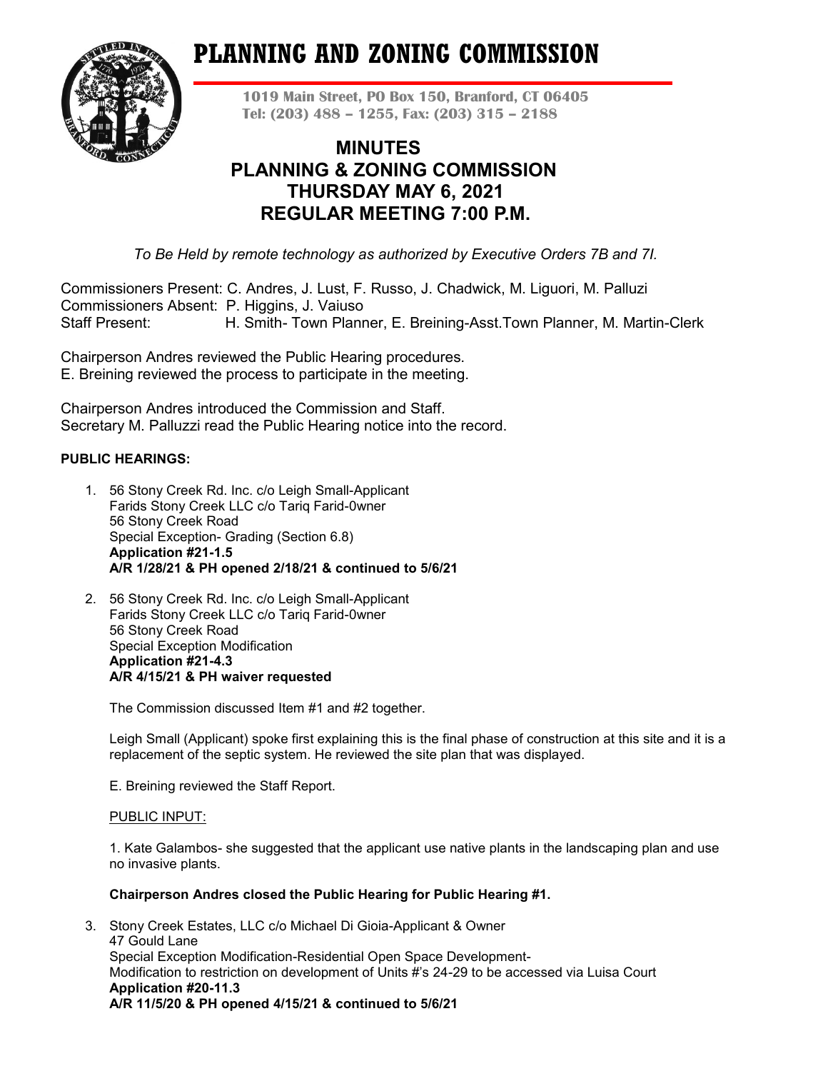# PLANNING AND ZONING COMMISSION

**1019 Main Street, PO Box 150, Branford, CT 06405**
**Tel: (203) 488 – 1255, Fax: (203) 315 – 2188**

## MINUTES
## PLANNING & ZONING COMMISSION
## THURSDAY MAY 6, 2021
## REGULAR MEETING 7:00 P.M.

*To Be Held by remote technology as authorized by Executive Orders 7B and 7I.*

Commissioners Present: C. Andres, J. Lust, F. Russo, J. Chadwick, M. Liguori, M. Palluzi
Commissioners Absent: P. Higgins, J. Vaiuso
Staff Present: H. Smith- Town Planner, E. Breining-Asst.Town Planner, M. Martin-Clerk

Chairperson Andres reviewed the Public Hearing procedures.
E. Breining reviewed the process to participate in the meeting.

Chairperson Andres introduced the Commission and Staff.
Secretary M. Palluzzi read the Public Hearing notice into the record.

**PUBLIC HEARINGS:**

1. 56 Stony Creek Rd. Inc. c/o Leigh Small-Applicant
   Farids Stony Creek LLC c/o Tariq Farid-0wner
   56 Stony Creek Road
   Special Exception- Grading (Section 6.8)
   **Application #21-1.5**
   **A/R 1/28/21 & PH opened 2/18/21 & continued to 5/6/21**

2. 56 Stony Creek Rd. Inc. c/o Leigh Small-Applicant
   Farids Stony Creek LLC c/o Tariq Farid-0wner
   56 Stony Creek Road
   Special Exception Modification
   **Application #21-4.3**
   **A/R 4/15/21 & PH waiver requested**

   The Commission discussed Item #1 and #2 together.

   Leigh Small (Applicant) spoke first explaining this is the final phase of construction at this site and it is a replacement of the septic system. He reviewed the site plan that was displayed.

   E. Breining reviewed the Staff Report.

   PUBLIC INPUT:

   1. Kate Galambos- she suggested that the applicant use native plants in the landscaping plan and use no invasive plants.

   **Chairperson Andres closed the Public Hearing for Public Hearing #1.**

3. Stony Creek Estates, LLC c/o Michael Di Gioia-Applicant & Owner
   47 Gould Lane
   Special Exception Modification-Residential Open Space Development-
   Modification to restriction on development of Units #'s 24-29 to be accessed via Luisa Court
   **Application #20-11.3**
   **A/R 11/5/20 & PH opened 4/15/21 & continued to 5/6/21**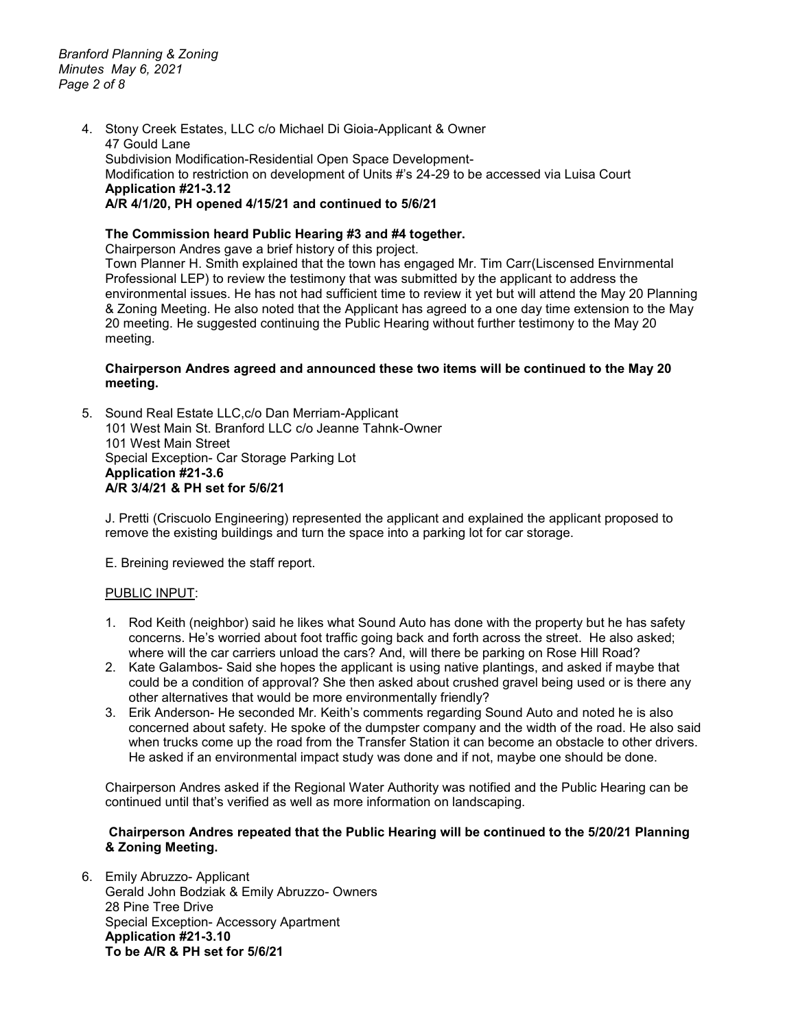4. Stony Creek Estates, LLC c/o Michael Di Gioia-Applicant & Owner
   47 Gould Lane
   Subdivision Modification-Residential Open Space Development-
   Modification to restriction on development of Units #'s 24-29 to be accessed via Luisa Court
   **Application #21-3.12**
   **A/R 4/1/20, PH opened 4/15/21 and continued to 5/6/21**

   **The Commission heard Public Hearing #3 and #4 together.**
   Chairperson Andres gave a brief history of this project.
   Town Planner H. Smith explained that the town has engaged Mr. Tim Carr(Liscensed Envirnmental Professional LEP) to review the testimony that was submitted by the applicant to address the environmental issues. He has not had sufficient time to review it yet but will attend the May 20 Planning & Zoning Meeting. He also noted that the Applicant has agreed to a one day time extension to the May 20 meeting. He suggested continuing the Public Hearing without further testimony to the May 20 meeting.

   **Chairperson Andres agreed and announced these two items will be continued to the May 20 meeting.**

5. Sound Real Estate LLC,c/o Dan Merriam-Applicant
   101 West Main St. Branford LLC c/o Jeanne Tahnk-Owner
   101 West Main Street
   Special Exception- Car Storage Parking Lot
   **Application #21-3.6**
   **A/R 3/4/21 & PH set for 5/6/21**

   J. Pretti (Criscuolo Engineering) represented the applicant and explained the applicant proposed to remove the existing buildings and turn the space into a parking lot for car storage.

   E. Breining reviewed the staff report.

   PUBLIC INPUT:

   1. Rod Keith (neighbor) said he likes what Sound Auto has done with the property but he has safety concerns. He's worried about foot traffic going back and forth across the street. He also asked; where will the car carriers unload the cars? And, will there be parking on Rose Hill Road?
   2. Kate Galambos- Said she hopes the applicant is using native plantings, and asked if maybe that could be a condition of approval? She then asked about crushed gravel being used or is there any other alternatives that would be more environmentally friendly?
   3. Erik Anderson- He seconded Mr. Keith's comments regarding Sound Auto and noted he is also concerned about safety. He spoke of the dumpster company and the width of the road. He also said when trucks come up the road from the Transfer Station it can become an obstacle to other drivers. He asked if an environmental impact study was done and if not, maybe one should be done.

   Chairperson Andres asked if the Regional Water Authority was notified and the Public Hearing can be continued until that's verified as well as more information on landscaping.

   **Chairperson Andres repeated that the Public Hearing will be continued to the 5/20/21 Planning & Zoning Meeting.**

6. Emily Abruzzo- Applicant
   Gerald John Bodziak & Emily Abruzzo- Owners
   28 Pine Tree Drive
   Special Exception- Accessory Apartment
   **Application #21-3.10**
   **To be A/R & PH set for 5/6/21**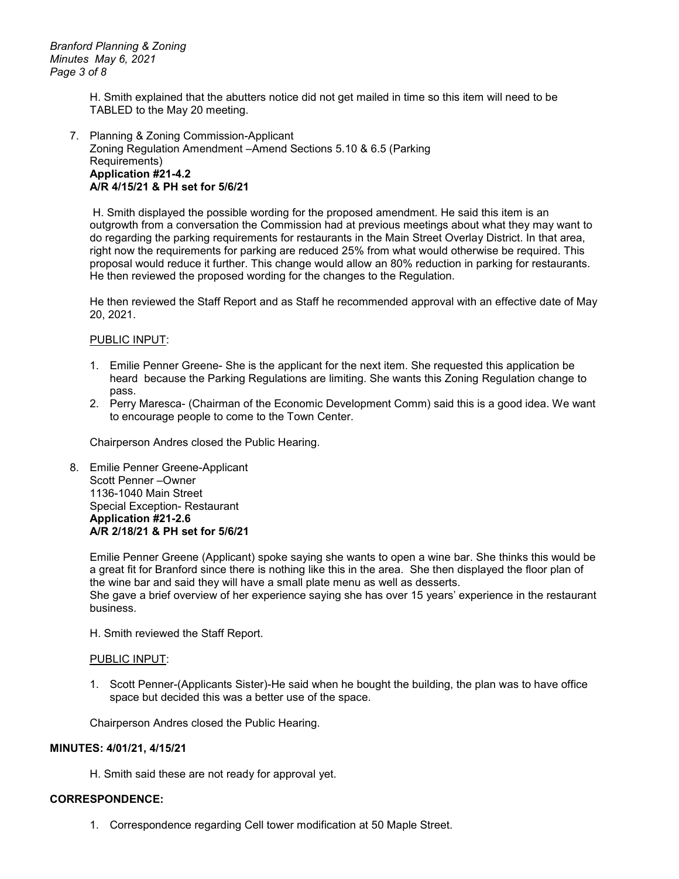H. Smith explained that the abutters notice did not get mailed in time so this item will need to be TABLED to the May 20 meeting.

7. Planning & Zoning Commission-Applicant
   Zoning Regulation Amendment –Amend Sections 5.10 & 6.5 (Parking Requirements)
   **Application #21-4.2**
   **A/R 4/15/21 & PH set for 5/6/21**

   H. Smith displayed the possible wording for the proposed amendment. He said this item is an outgrowth from a conversation the Commission had at previous meetings about what they may want to do regarding the parking requirements for restaurants in the Main Street Overlay District. In that area, right now the requirements for parking are reduced 25% from what would otherwise be required. This proposal would reduce it further. This change would allow an 80% reduction in parking for restaurants. He then reviewed the proposed wording for the changes to the Regulation.

   He then reviewed the Staff Report and as Staff he recommended approval with an effective date of May 20, 2021.

   PUBLIC INPUT:

   1. Emilie Penner Greene- She is the applicant for the next item. She requested this application be heard because the Parking Regulations are limiting. She wants this Zoning Regulation change to pass.
   2. Perry Maresca- (Chairman of the Economic Development Comm) said this is a good idea. We want to encourage people to come to the Town Center.

   Chairperson Andres closed the Public Hearing.

8. Emilie Penner Greene-Applicant
   Scott Penner –Owner
   1136-1040 Main Street
   Special Exception- Restaurant
   **Application #21-2.6**
   **A/R 2/18/21 & PH set for 5/6/21**

   Emilie Penner Greene (Applicant) spoke saying she wants to open a wine bar. She thinks this would be a great fit for Branford since there is nothing like this in the area. She then displayed the floor plan of the wine bar and said they will have a small plate menu as well as desserts.
   She gave a brief overview of her experience saying she has over 15 years' experience in the restaurant business.

   H. Smith reviewed the Staff Report.

   PUBLIC INPUT:

   1. Scott Penner-(Applicants Sister)-He said when he bought the building, the plan was to have office space but decided this was a better use of the space.

   Chairperson Andres closed the Public Hearing.

**MINUTES: 4/01/21, 4/15/21**

H. Smith said these are not ready for approval yet.

**CORRESPONDENCE:**

1. Correspondence regarding Cell tower modification at 50 Maple Street.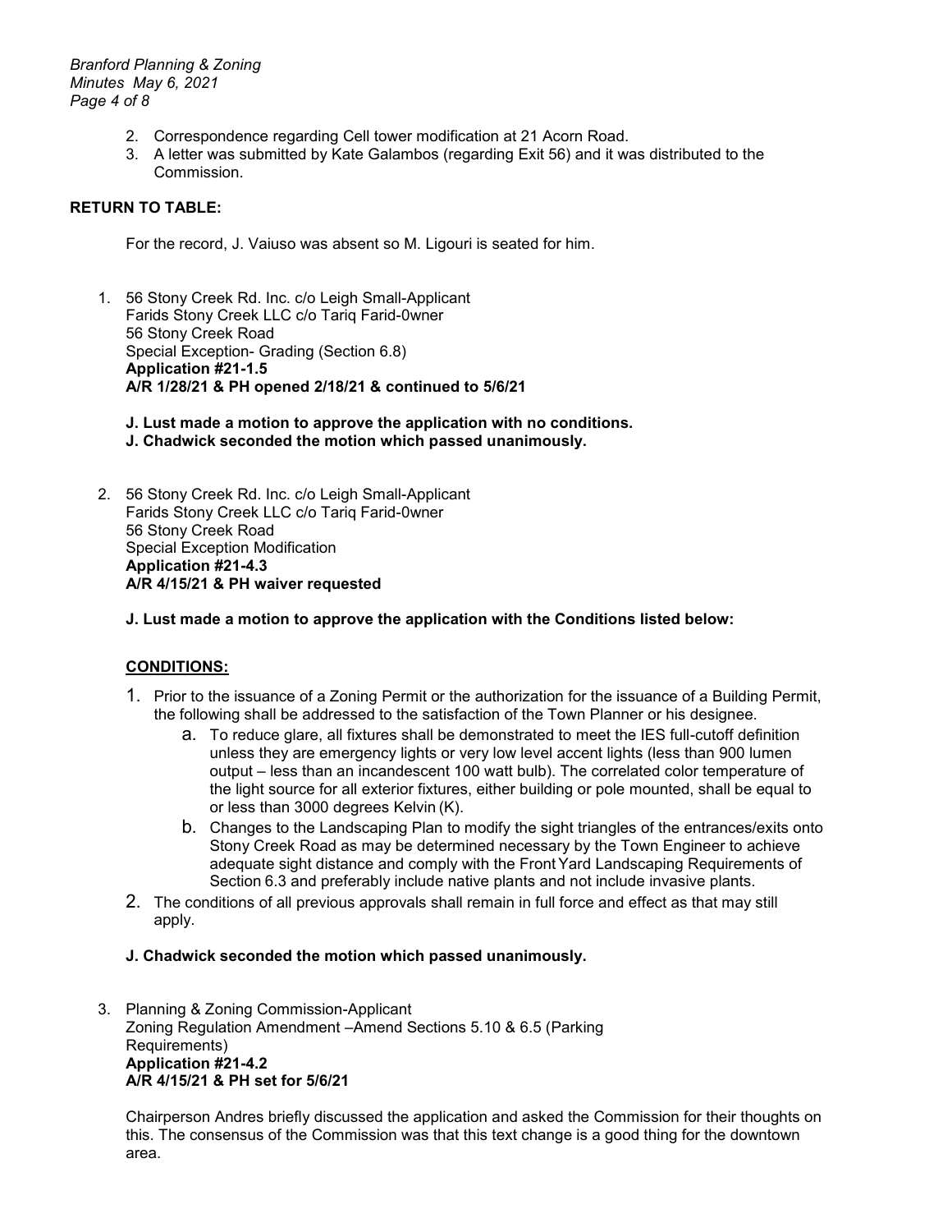2. Correspondence regarding Cell tower modification at 21 Acorn Road.
3. A letter was submitted by Kate Galambos (regarding Exit 56) and it was distributed to the Commission.

**RETURN TO TABLE:**

For the record, J. Vaiuso was absent so M. Ligouri is seated for him.

1. 56 Stony Creek Rd. Inc. c/o Leigh Small-Applicant
   Farids Stony Creek LLC c/o Tariq Farid-0wner
   56 Stony Creek Road
   Special Exception- Grading (Section 6.8)
   **Application #21-1.5**
   **A/R 1/28/21 & PH opened 2/18/21 & continued to 5/6/21**

   **J. Lust made a motion to approve the application with no conditions.**
   **J. Chadwick seconded the motion which passed unanimously.**

2. 56 Stony Creek Rd. Inc. c/o Leigh Small-Applicant
   Farids Stony Creek LLC c/o Tariq Farid-0wner
   56 Stony Creek Road
   Special Exception Modification
   **Application #21-4.3**
   **A/R 4/15/21 & PH waiver requested**

   **J. Lust made a motion to approve the application with the Conditions listed below:**

   **CONDITIONS:**

   1. Prior to the issuance of a Zoning Permit or the authorization for the issuance of a Building Permit, the following shall be addressed to the satisfaction of the Town Planner or his designee.
      a. To reduce glare, all fixtures shall be demonstrated to meet the IES full-cutoff definition unless they are emergency lights or very low level accent lights (less than 900 lumen output – less than an incandescent 100 watt bulb). The correlated color temperature of the light source for all exterior fixtures, either building or pole mounted, shall be equal to or less than 3000 degrees Kelvin (K).
      b. Changes to the Landscaping Plan to modify the sight triangles of the entrances/exits onto Stony Creek Road as may be determined necessary by the Town Engineer to achieve adequate sight distance and comply with the Front Yard Landscaping Requirements of Section 6.3 and preferably include native plants and not include invasive plants.
   2. The conditions of all previous approvals shall remain in full force and effect as that may still apply.

   **J. Chadwick seconded the motion which passed unanimously.**

3. Planning & Zoning Commission-Applicant
   Zoning Regulation Amendment –Amend Sections 5.10 & 6.5 (Parking Requirements)
   **Application #21-4.2**
   **A/R 4/15/21 & PH set for 5/6/21**

   Chairperson Andres briefly discussed the application and asked the Commission for their thoughts on this. The consensus of the Commission was that this text change is a good thing for the downtown area.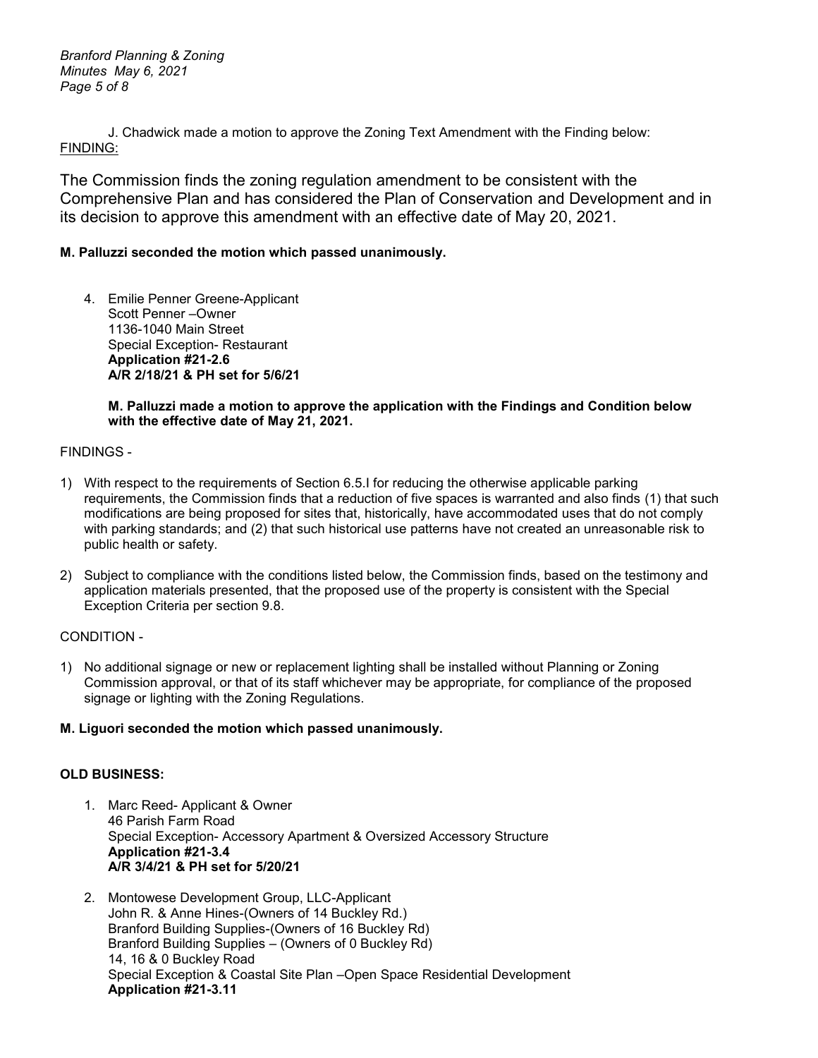J. Chadwick made a motion to approve the Zoning Text Amendment with the Finding below:
FINDING:

The Commission finds the zoning regulation amendment to be consistent with the Comprehensive Plan and has considered the Plan of Conservation and Development and in its decision to approve this amendment with an effective date of May 20, 2021.

**M. Palluzzi seconded the motion which passed unanimously.**

4. Emilie Penner Greene-Applicant
   Scott Penner –Owner
   1136-1040 Main Street
   Special Exception- Restaurant
   **Application #21-2.6**
   **A/R 2/18/21 & PH set for 5/6/21**

   **M. Palluzzi made a motion to approve the application with the Findings and Condition below with the effective date of May 21, 2021.**

FINDINGS -

1) With respect to the requirements of Section 6.5.I for reducing the otherwise applicable parking requirements, the Commission finds that a reduction of five spaces is warranted and also finds (1) that such modifications are being proposed for sites that, historically, have accommodated uses that do not comply with parking standards; and (2) that such historical use patterns have not created an unreasonable risk to public health or safety.

2) Subject to compliance with the conditions listed below, the Commission finds, based on the testimony and application materials presented, that the proposed use of the property is consistent with the Special Exception Criteria per section 9.8.

CONDITION -

1) No additional signage or new or replacement lighting shall be installed without Planning or Zoning Commission approval, or that of its staff whichever may be appropriate, for compliance of the proposed signage or lighting with the Zoning Regulations.

**M. Liguori seconded the motion which passed unanimously.**

**OLD BUSINESS:**

1. Marc Reed- Applicant & Owner
   46 Parish Farm Road
   Special Exception- Accessory Apartment & Oversized Accessory Structure
   **Application #21-3.4**
   **A/R 3/4/21 & PH set for 5/20/21**

2. Montowese Development Group, LLC-Applicant
   John R. & Anne Hines-(Owners of 14 Buckley Rd.)
   Branford Building Supplies-(Owners of 16 Buckley Rd)
   Branford Building Supplies – (Owners of 0 Buckley Rd)
   14, 16 & 0 Buckley Road
   Special Exception & Coastal Site Plan –Open Space Residential Development
   **Application #21-3.11**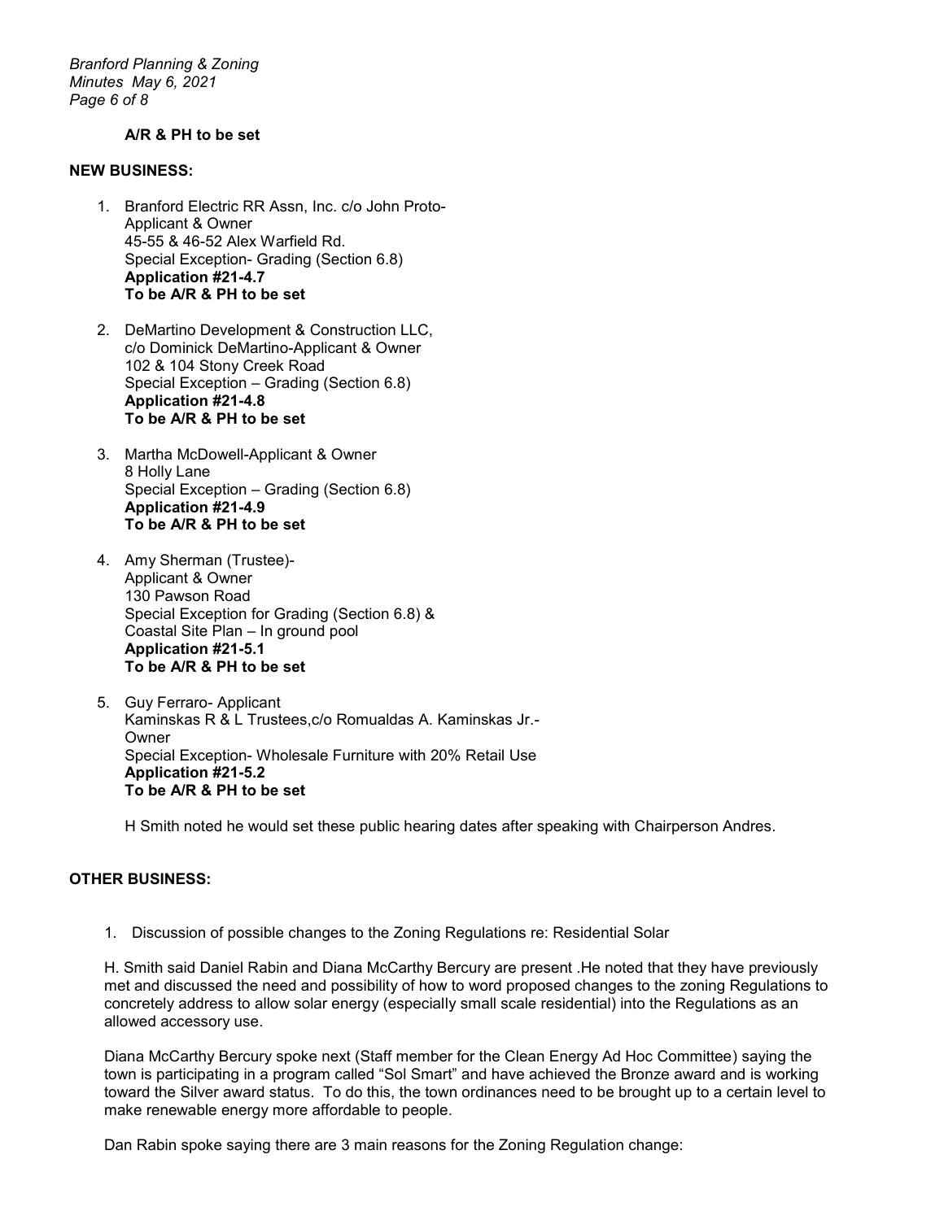**A/R & PH to be set**

**NEW BUSINESS:**

1. Branford Electric RR Assn, Inc. c/o John Proto-
   Applicant & Owner
   45-55 & 46-52 Alex Warfield Rd.
   Special Exception- Grading (Section 6.8)
   **Application #21-4.7**
   **To be A/R & PH to be set**

2. DeMartino Development & Construction LLC,
   c/o Dominick DeMartino-Applicant & Owner
   102 & 104 Stony Creek Road
   Special Exception – Grading (Section 6.8)
   **Application #21-4.8**
   **To be A/R & PH to be set**

3. Martha McDowell-Applicant & Owner
   8 Holly Lane
   Special Exception – Grading (Section 6.8)
   **Application #21-4.9**
   **To be A/R & PH to be set**

4. Amy Sherman (Trustee)-
   Applicant & Owner
   130 Pawson Road
   Special Exception for Grading (Section 6.8) &
   Coastal Site Plan – In ground pool
   **Application #21-5.1**
   **To be A/R & PH to be set**

5. Guy Ferraro- Applicant
   Kaminskas R & L Trustees,c/o Romualdas A. Kaminskas Jr.-
   Owner
   Special Exception- Wholesale Furniture with 20% Retail Use
   **Application #21-5.2**
   **To be A/R & PH to be set**

   H Smith noted he would set these public hearing dates after speaking with Chairperson Andres.

**OTHER BUSINESS:**

1. Discussion of possible changes to the Zoning Regulations re: Residential Solar

   H. Smith said Daniel Rabin and Diana McCarthy Bercury are present .He noted that they have previously met and discussed the need and possibility of how to word proposed changes to the zoning Regulations to concretely address to allow solar energy (especially small scale residential) into the Regulations as an allowed accessory use.

   Diana McCarthy Bercury spoke next (Staff member for the Clean Energy Ad Hoc Committee) saying the town is participating in a program called "Sol Smart" and have achieved the Bronze award and is working toward the Silver award status. To do this, the town ordinances need to be brought up to a certain level to make renewable energy more affordable to people.

   Dan Rabin spoke saying there are 3 main reasons for the Zoning Regulation change: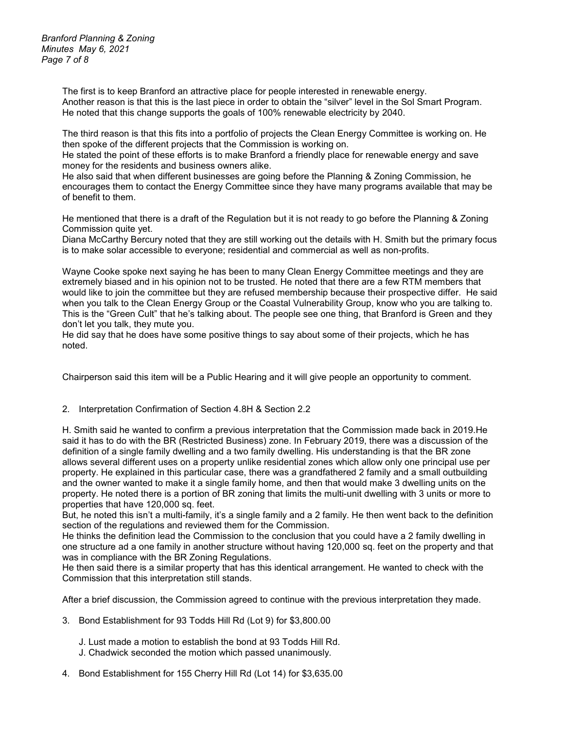The first is to keep Branford an attractive place for people interested in renewable energy.
Another reason is that this is the last piece in order to obtain the "silver" level in the Sol Smart Program.
He noted that this change supports the goals of 100% renewable electricity by 2040.

The third reason is that this fits into a portfolio of projects the Clean Energy Committee is working on. He then spoke of the different projects that the Commission is working on.
He stated the point of these efforts is to make Branford a friendly place for renewable energy and save money for the residents and business owners alike.
He also said that when different businesses are going before the Planning & Zoning Commission, he encourages them to contact the Energy Committee since they have many programs available that may be of benefit to them.

He mentioned that there is a draft of the Regulation but it is not ready to go before the Planning & Zoning Commission quite yet.
Diana McCarthy Bercury noted that they are still working out the details with H. Smith but the primary focus is to make solar accessible to everyone; residential and commercial as well as non-profits.

Wayne Cooke spoke next saying he has been to many Clean Energy Committee meetings and they are extremely biased and in his opinion not to be trusted. He noted that there are a few RTM members that would like to join the committee but they are refused membership because their prospective differ. He said when you talk to the Clean Energy Group or the Coastal Vulnerability Group, know who you are talking to. This is the "Green Cult" that he's talking about. The people see one thing, that Branford is Green and they don't let you talk, they mute you.
He did say that he does have some positive things to say about some of their projects, which he has noted.

Chairperson said this item will be a Public Hearing and it will give people an opportunity to comment.

2. Interpretation Confirmation of Section 4.8H & Section 2.2

H. Smith said he wanted to confirm a previous interpretation that the Commission made back in 2019.He said it has to do with the BR (Restricted Business) zone. In February 2019, there was a discussion of the definition of a single family dwelling and a two family dwelling. His understanding is that the BR zone allows several different uses on a property unlike residential zones which allow only one principal use per property. He explained in this particular case, there was a grandfathered 2 family and a small outbuilding and the owner wanted to make it a single family home, and then that would make 3 dwelling units on the property. He noted there is a portion of BR zoning that limits the multi-unit dwelling with 3 units or more to properties that have 120,000 sq. feet.
But, he noted this isn't a multi-family, it's a single family and a 2 family. He then went back to the definition section of the regulations and reviewed them for the Commission.
He thinks the definition lead the Commission to the conclusion that you could have a 2 family dwelling in one structure ad a one family in another structure without having 120,000 sq. feet on the property and that was in compliance with the BR Zoning Regulations.
He then said there is a similar property that has this identical arrangement. He wanted to check with the Commission that this interpretation still stands.

After a brief discussion, the Commission agreed to continue with the previous interpretation they made.

3. Bond Establishment for 93 Todds Hill Rd (Lot 9) for $3,800.00

   J. Lust made a motion to establish the bond at 93 Todds Hill Rd.
   J. Chadwick seconded the motion which passed unanimously.

4. Bond Establishment for 155 Cherry Hill Rd (Lot 14) for $3,635.00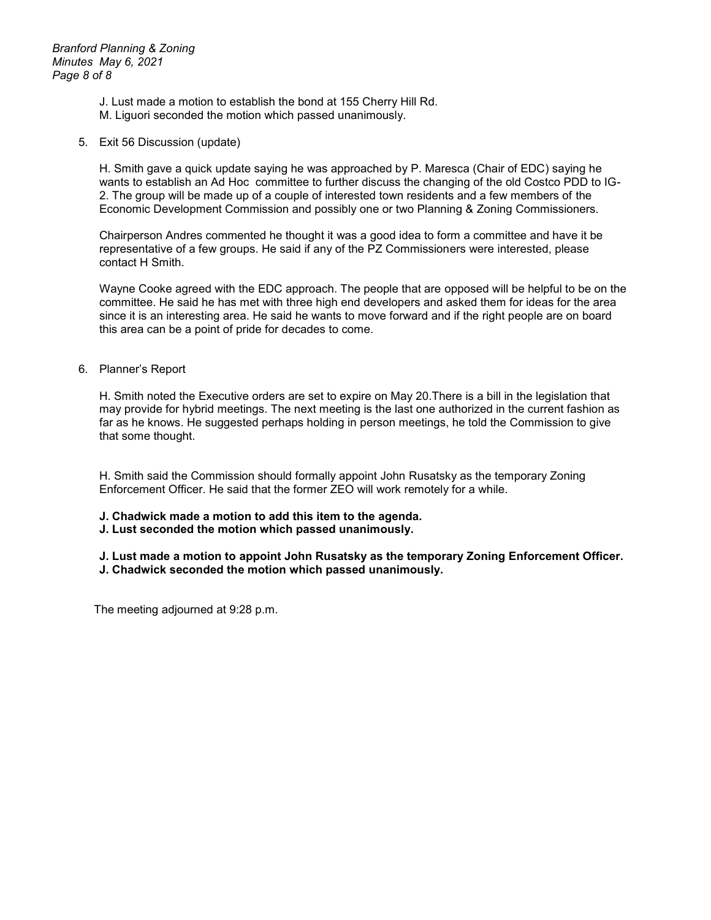J. Lust made a motion to establish the bond at 155 Cherry Hill Rd.
M. Liguori seconded the motion which passed unanimously.

5. Exit 56 Discussion (update)

   H. Smith gave a quick update saying he was approached by P. Maresca (Chair of EDC) saying he wants to establish an Ad Hoc committee to further discuss the changing of the old Costco PDD to IG-2. The group will be made up of a couple of interested town residents and a few members of the Economic Development Commission and possibly one or two Planning & Zoning Commissioners.

   Chairperson Andres commented he thought it was a good idea to form a committee and have it be representative of a few groups. He said if any of the PZ Commissioners were interested, please contact H Smith.

   Wayne Cooke agreed with the EDC approach. The people that are opposed will be helpful to be on the committee. He said he has met with three high end developers and asked them for ideas for the area since it is an interesting area. He said he wants to move forward and if the right people are on board this area can be a point of pride for decades to come.

6. Planner's Report

   H. Smith noted the Executive orders are set to expire on May 20.There is a bill in the legislation that may provide for hybrid meetings. The next meeting is the last one authorized in the current fashion as far as he knows. He suggested perhaps holding in person meetings, he told the Commission to give that some thought.

   H. Smith said the Commission should formally appoint John Rusatsky as the temporary Zoning Enforcement Officer. He said that the former ZEO will work remotely for a while.

   **J. Chadwick made a motion to add this item to the agenda.**
   **J. Lust seconded the motion which passed unanimously.**

   **J. Lust made a motion to appoint John Rusatsky as the temporary Zoning Enforcement Officer.**
   **J. Chadwick seconded the motion which passed unanimously.**

The meeting adjourned at 9:28 p.m.